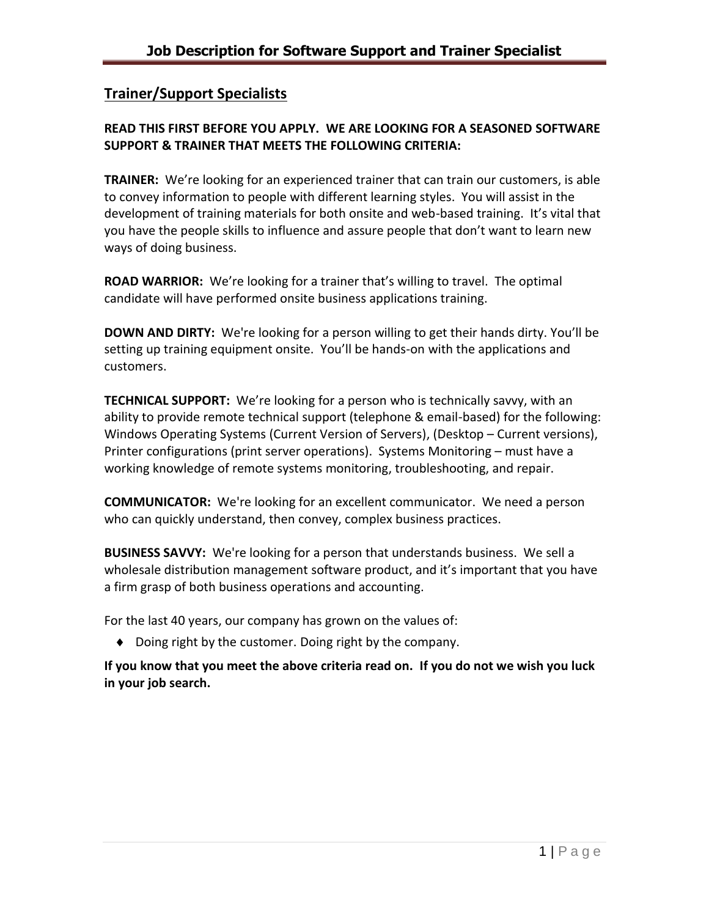# Job Description for Software Support and Trainer Specialist

## Trainer/Support Specialists

**READ THIS FIRST BEFORE YOU APPLY. WE ARE LOOKING FOR A SEASONED SOFTWARE SUPPORT & TRAINER THAT MEETS THE FOLLOWING CRITERIA:**

**TRAINER:** We're looking for an experienced trainer that can train our customers, is able to convey information to people with different learning styles. You will assist in the development of training materials for both onsite and web-based training. It's vital that you have the people skills to influence and assure people that don't want to learn new ways of doing business.

**ROAD WARRIOR:** We're looking for a trainer that's willing to travel. The optimal candidate will have performed onsite business applications training.

**DOWN AND DIRTY:** We're looking for a person willing to get their hands dirty. You'll be setting up training equipment onsite. You'll be hands-on with the applications and customers.

**TECHNICAL SUPPORT:** We're looking for a person who is technically savvy, with an ability to provide remote technical support (telephone & email-based) for the following: Windows Operating Systems (Current Version of Servers), (Desktop – Current versions), Printer configurations (print server operations). Systems Monitoring – must have a working knowledge of remote systems monitoring, troubleshooting, and repair.

**COMMUNICATOR:** We're looking for an excellent communicator. We need a person who can quickly understand, then convey, complex business practices.

**BUSINESS SAVVY:** We're looking for a person that understands business. We sell a wholesale distribution management software product, and it's important that you have a firm grasp of both business operations and accounting.

For the last 40 years, our company has grown on the values of:

- Doing right by the customer. Doing right by the company.

**If you know that you meet the above criteria read on. If you do not we wish you luck in your job search.**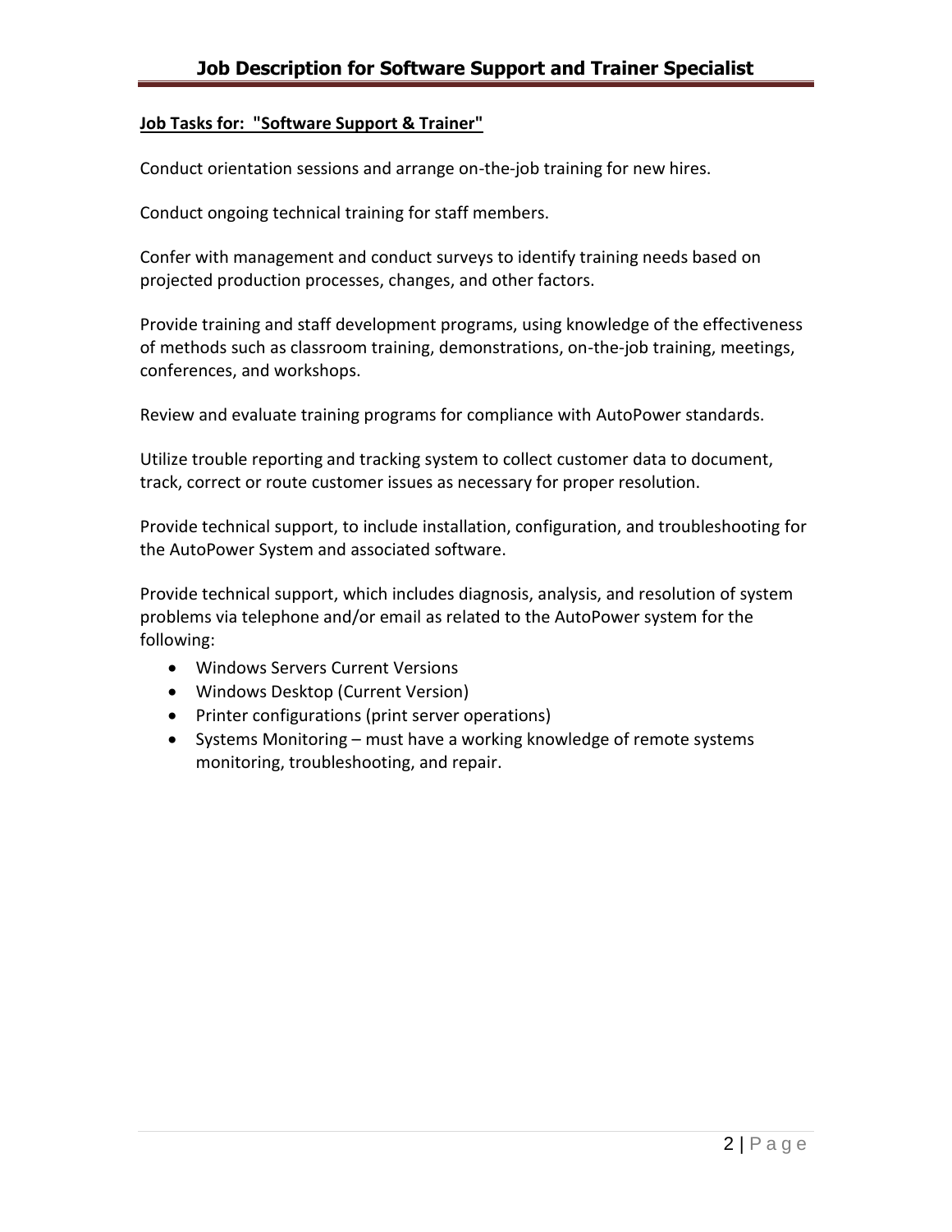**Job Tasks for: "Software Support & Trainer"**

Conduct orientation sessions and arrange on-the-job training for new hires.

Conduct ongoing technical training for staff members.

Confer with management and conduct surveys to identify training needs based on projected production processes, changes, and other factors.

Provide training and staff development programs, using knowledge of the effectiveness of methods such as classroom training, demonstrations, on-the-job training, meetings, conferences, and workshops.

Review and evaluate training programs for compliance with AutoPower standards.

Utilize trouble reporting and tracking system to collect customer data to document, track, correct or route customer issues as necessary for proper resolution.

Provide technical support, to include installation, configuration, and troubleshooting for the AutoPower System and associated software.

Provide technical support, which includes diagnosis, analysis, and resolution of system problems via telephone and/or email as related to the AutoPower system for the following:

- Windows Servers Current Versions
- Windows Desktop (Current Version)
- Printer configurations (print server operations)
- Systems Monitoring – must have a working knowledge of remote systems monitoring, troubleshooting, and repair.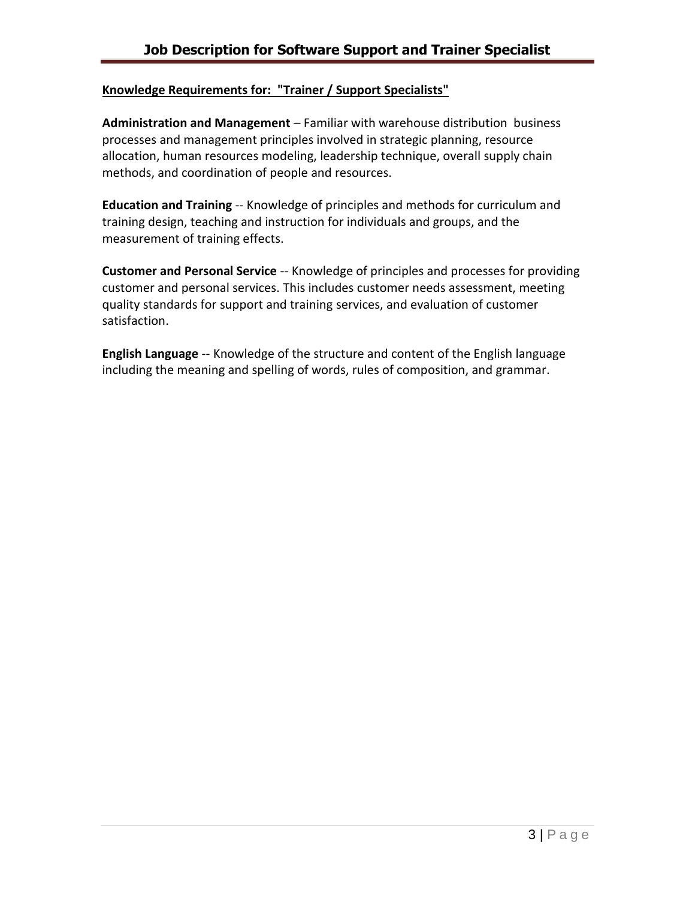**Knowledge Requirements for: "Trainer / Support Specialists"**

**Administration and Management** – Familiar with warehouse distribution business processes and management principles involved in strategic planning, resource allocation, human resources modeling, leadership technique, overall supply chain methods, and coordination of people and resources.

**Education and Training** -- Knowledge of principles and methods for curriculum and training design, teaching and instruction for individuals and groups, and the measurement of training effects.

**Customer and Personal Service** -- Knowledge of principles and processes for providing customer and personal services. This includes customer needs assessment, meeting quality standards for support and training services, and evaluation of customer satisfaction.

**English Language** -- Knowledge of the structure and content of the English language including the meaning and spelling of words, rules of composition, and grammar.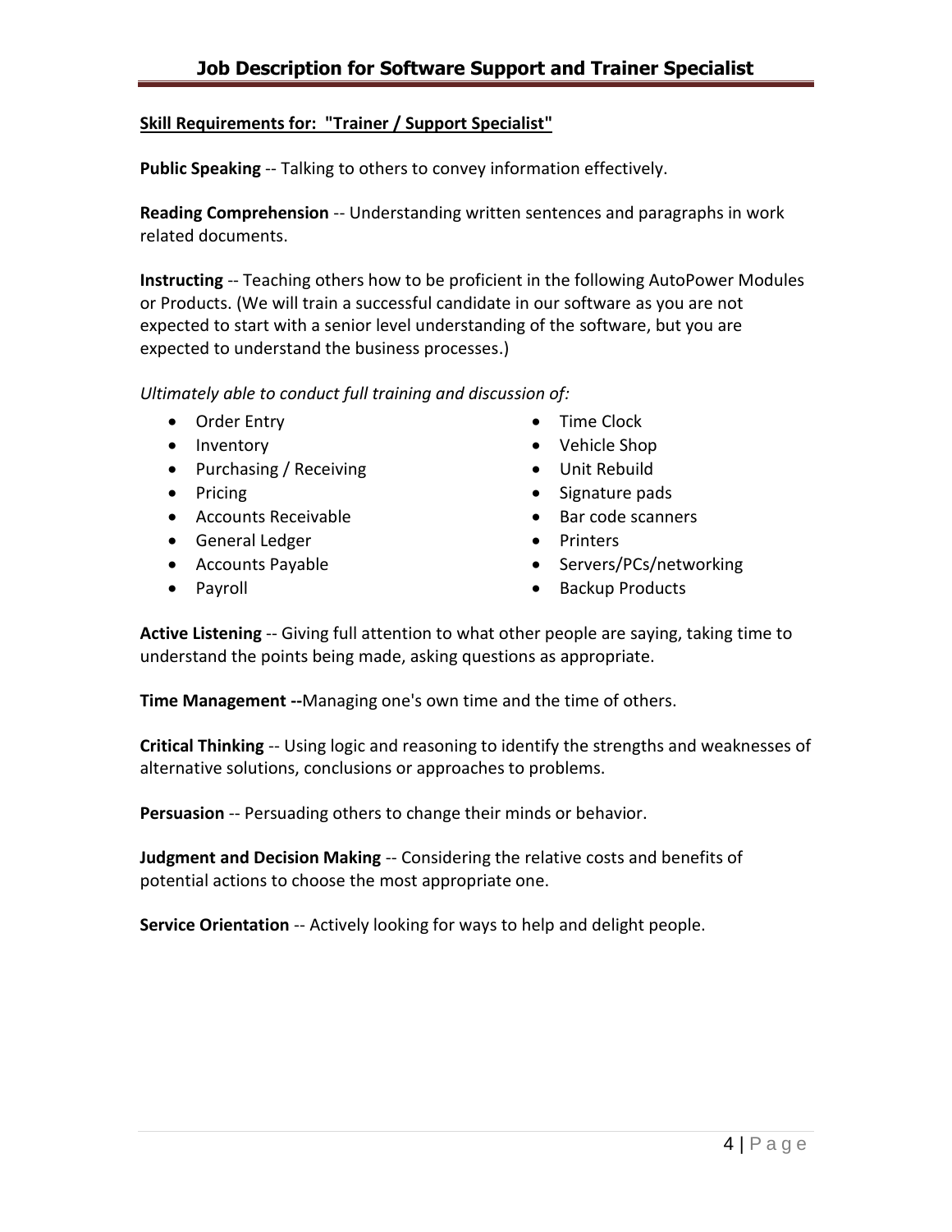**Skill Requirements for: "Trainer / Support Specialist"**

**Public Speaking** -- Talking to others to convey information effectively.

**Reading Comprehension** -- Understanding written sentences and paragraphs in work related documents.

**Instructing** -- Teaching others how to be proficient in the following AutoPower Modules or Products. (We will train a successful candidate in our software as you are not expected to start with a senior level understanding of the software, but you are expected to understand the business processes.)

*Ultimately able to conduct full training and discussion of:*

- Order Entry
- Inventory
- Purchasing / Receiving
- Pricing
- Accounts Receivable
- General Ledger
- Accounts Payable
- Payroll
- Time Clock
- Vehicle Shop
- Unit Rebuild
- Signature pads
- Bar code scanners
- Printers
- Servers/PCs/networking
- Backup Products

**Active Listening** -- Giving full attention to what other people are saying, taking time to understand the points being made, asking questions as appropriate.

**Time Management --** Managing one's own time and the time of others.

**Critical Thinking** -- Using logic and reasoning to identify the strengths and weaknesses of alternative solutions, conclusions or approaches to problems.

**Persuasion** -- Persuading others to change their minds or behavior.

**Judgment and Decision Making** -- Considering the relative costs and benefits of potential actions to choose the most appropriate one.

**Service Orientation** -- Actively looking for ways to help and delight people.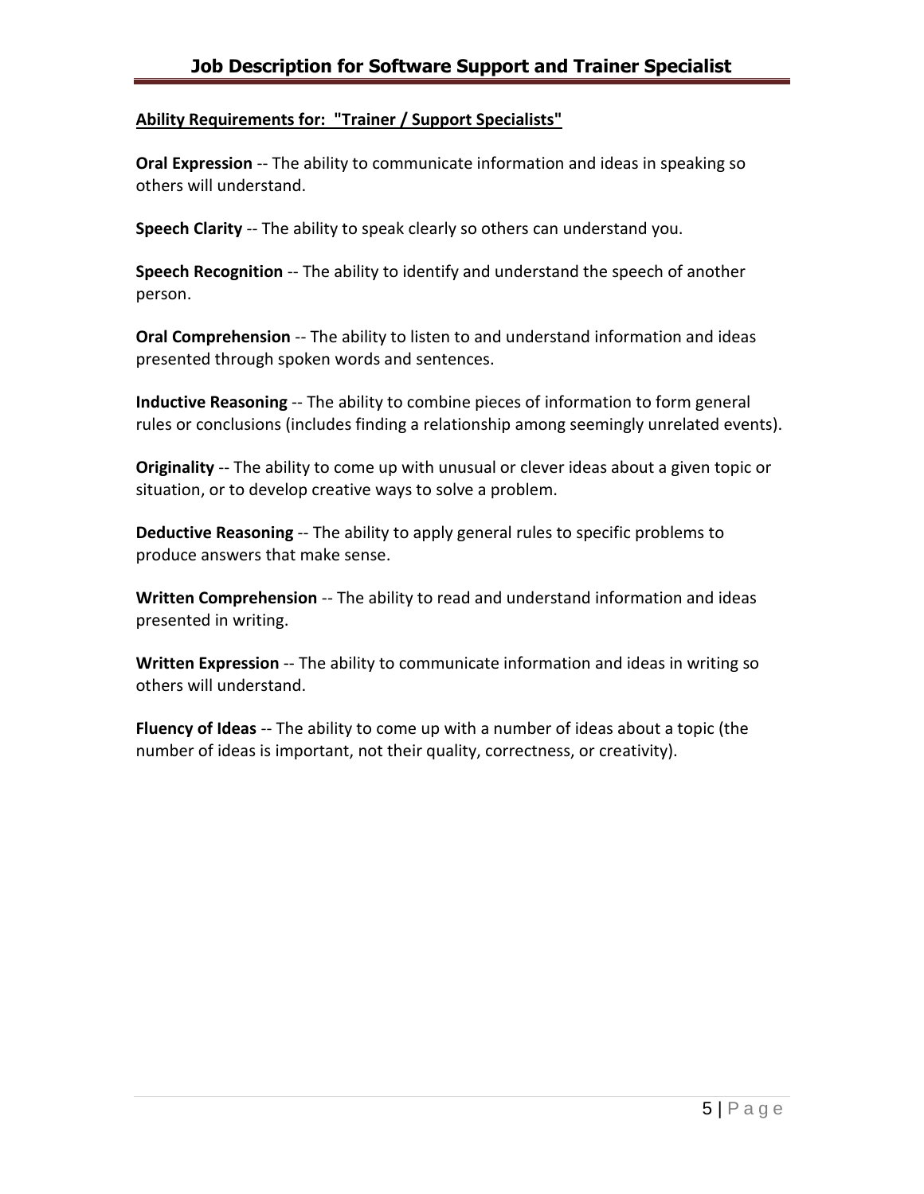**Ability Requirements for: "Trainer / Support Specialists"**

**Oral Expression** -- The ability to communicate information and ideas in speaking so others will understand.

**Speech Clarity** -- The ability to speak clearly so others can understand you.

**Speech Recognition** -- The ability to identify and understand the speech of another person.

**Oral Comprehension** -- The ability to listen to and understand information and ideas presented through spoken words and sentences.

**Inductive Reasoning** -- The ability to combine pieces of information to form general rules or conclusions (includes finding a relationship among seemingly unrelated events).

**Originality** -- The ability to come up with unusual or clever ideas about a given topic or situation, or to develop creative ways to solve a problem.

**Deductive Reasoning** -- The ability to apply general rules to specific problems to produce answers that make sense.

**Written Comprehension** -- The ability to read and understand information and ideas presented in writing.

**Written Expression** -- The ability to communicate information and ideas in writing so others will understand.

**Fluency of Ideas** -- The ability to come up with a number of ideas about a topic (the number of ideas is important, not their quality, correctness, or creativity).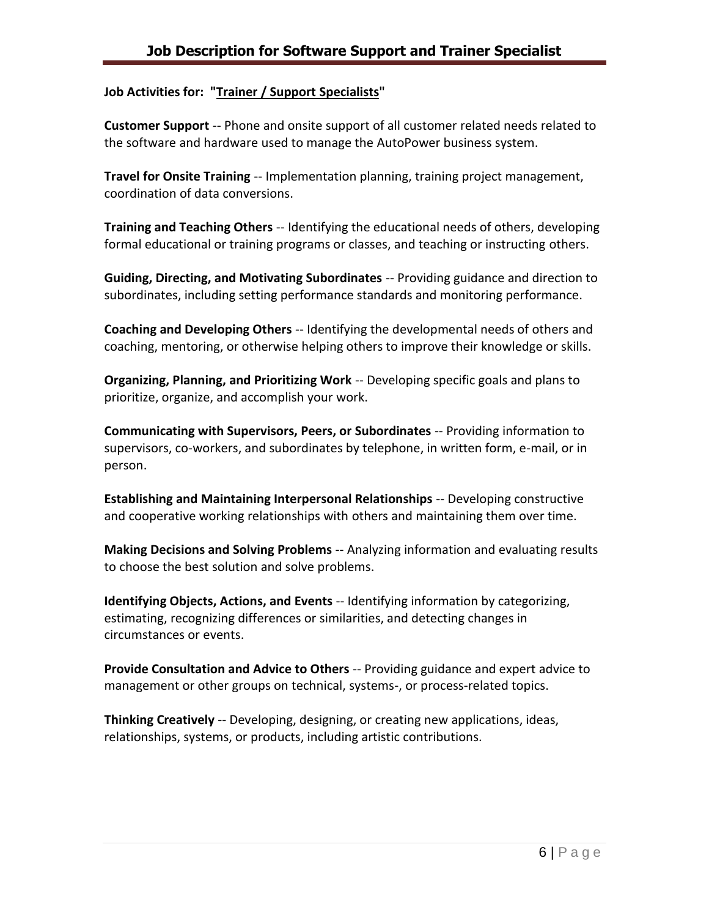# Job Description for Software Support and Trainer Specialist

**Job Activities for: "Trainer / Support Specialists"**

**Customer Support** -- Phone and onsite support of all customer related needs related to the software and hardware used to manage the AutoPower business system.

**Travel for Onsite Training** -- Implementation planning, training project management, coordination of data conversions.

**Training and Teaching Others** -- Identifying the educational needs of others, developing formal educational or training programs or classes, and teaching or instructing others.

**Guiding, Directing, and Motivating Subordinates** -- Providing guidance and direction to subordinates, including setting performance standards and monitoring performance.

**Coaching and Developing Others** -- Identifying the developmental needs of others and coaching, mentoring, or otherwise helping others to improve their knowledge or skills.

**Organizing, Planning, and Prioritizing Work** -- Developing specific goals and plans to prioritize, organize, and accomplish your work.

**Communicating with Supervisors, Peers, or Subordinates** -- Providing information to supervisors, co-workers, and subordinates by telephone, in written form, e-mail, or in person.

**Establishing and Maintaining Interpersonal Relationships** -- Developing constructive and cooperative working relationships with others and maintaining them over time.

**Making Decisions and Solving Problems** -- Analyzing information and evaluating results to choose the best solution and solve problems.

**Identifying Objects, Actions, and Events** -- Identifying information by categorizing, estimating, recognizing differences or similarities, and detecting changes in circumstances or events.

**Provide Consultation and Advice to Others** -- Providing guidance and expert advice to management or other groups on technical, systems-, or process-related topics.

**Thinking Creatively** -- Developing, designing, or creating new applications, ideas, relationships, systems, or products, including artistic contributions.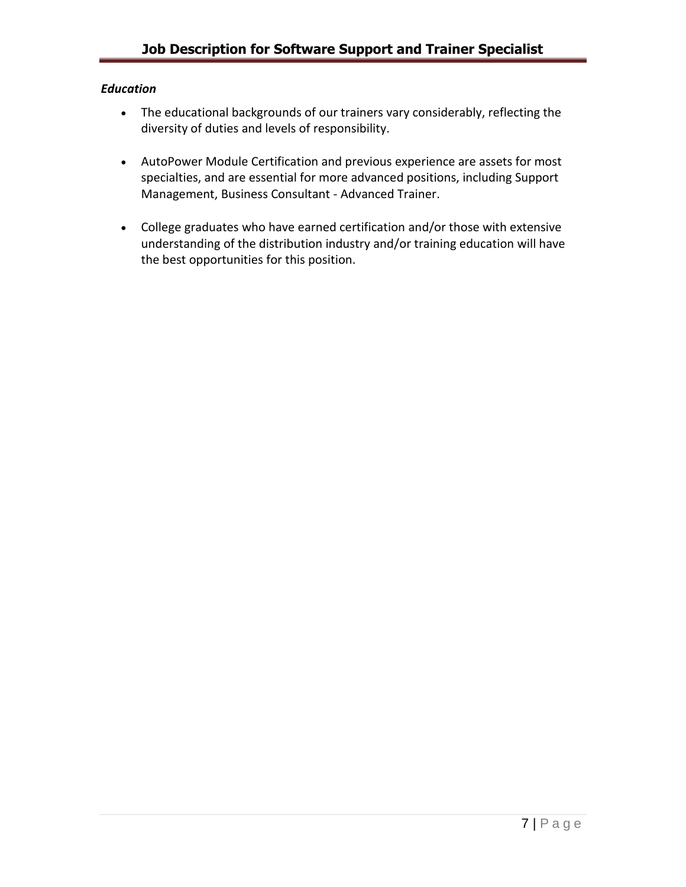*Education*

- The educational backgrounds of our trainers vary considerably, reflecting the diversity of duties and levels of responsibility.

- AutoPower Module Certification and previous experience are assets for most specialties, and are essential for more advanced positions, including Support Management, Business Consultant - Advanced Trainer.

- College graduates who have earned certification and/or those with extensive understanding of the distribution industry and/or training education will have the best opportunities for this position.